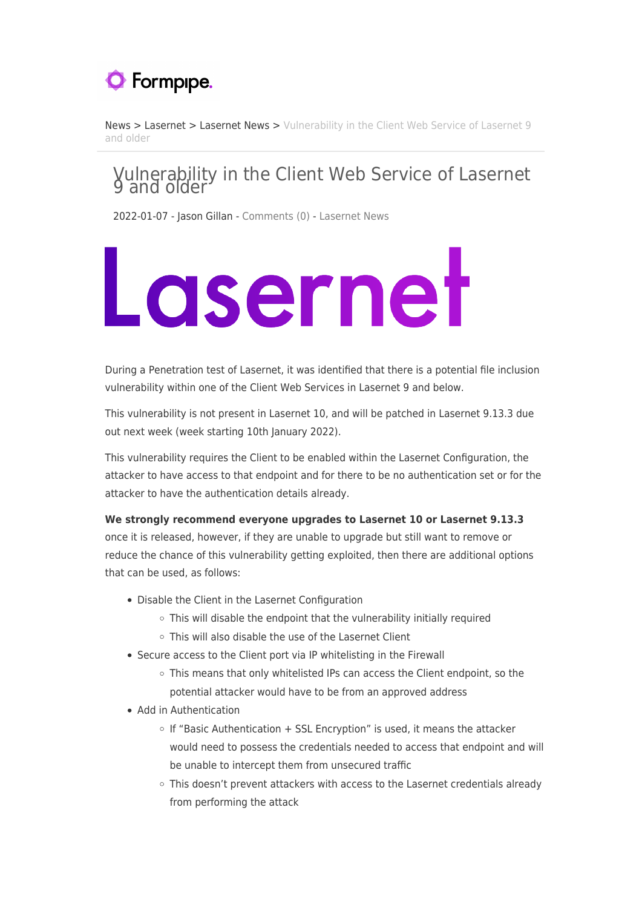Formpipe.

News > Lasernet > Lasernet News > Vulnerability in the Client Web Service of Lasernet 9 and older

# Vulnerability in the Client Web Service of Lasernet 9 and older

2022-01-07 - Jason Gillan - Comments (0) - Lasernet News

Lasernet

During a Penetration test of Lasernet, it was identified that there is a potential file inclusion vulnerability within one of the Client Web Services in Lasernet 9 and below.

This vulnerability is not present in Lasernet 10, and will be patched in Lasernet 9.13.3 due out next week (week starting 10th January 2022).

This vulnerability requires the Client to be enabled within the Lasernet Configuration, the attacker to have access to that endpoint and for there to be no authentication set or for the attacker to have the authentication details already.

**We strongly recommend everyone upgrades to Lasernet 10 or Lasernet 9.13.3** once it is released, however, if they are unable to upgrade but still want to remove or reduce the chance of this vulnerability getting exploited, then there are additional options that can be used, as follows:

- Disable the Client in the Lasernet Configuration
  - This will disable the endpoint that the vulnerability initially required
  - This will also disable the use of the Lasernet Client
- Secure access to the Client port via IP whitelisting in the Firewall
  - This means that only whitelisted IPs can access the Client endpoint, so the potential attacker would have to be from an approved address
- Add in Authentication
  - If "Basic Authentication + SSL Encryption" is used, it means the attacker would need to possess the credentials needed to access that endpoint and will be unable to intercept them from unsecured traffic
  - This doesn't prevent attackers with access to the Lasernet credentials already from performing the attack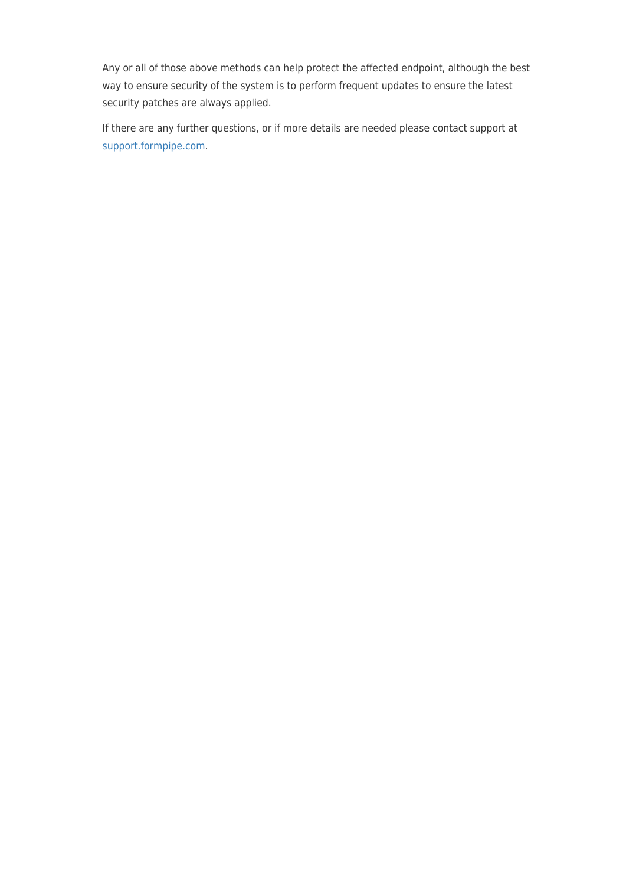Any or all of those above methods can help protect the affected endpoint, although the best way to ensure security of the system is to perform frequent updates to ensure the latest security patches are always applied.

If there are any further questions, or if more details are needed please contact support at [support.formpipe.com](https://support.formpipe.com).